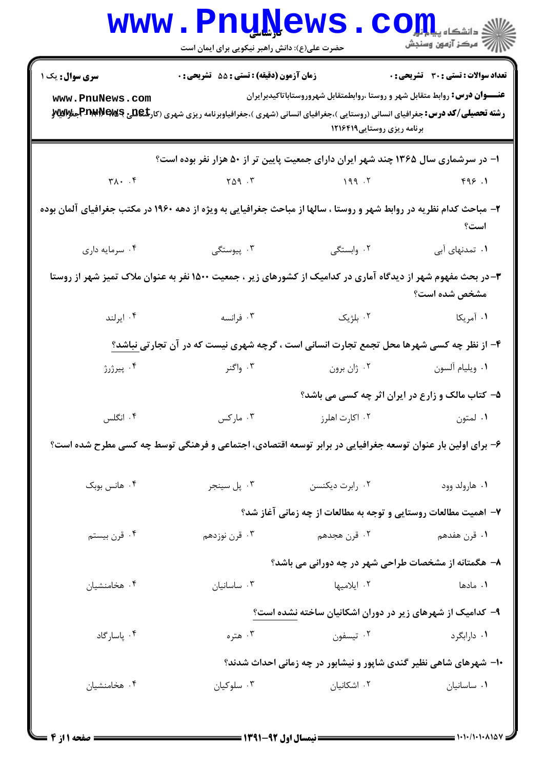**سری سوال:** یک ۱

**زمان آزمون (دقیقه) : تستی : ۵۵ تشریحی : ۰**

**تعداد سوالات : تستی : ۳۰ تشریحی : ۰**

**عنـــوان درس:** روابط متقابل شهر و روستا ،روابطمتقابل شهروروستاباتاکیدبرایران

**رشته تحصیلی/کد درس:** جغرافیای انسانی (روستایی )،جغرافیای انسانی (شهری )،جغرافیاوبرنامه ریزی شهری (کارشناسی )، جغرافیا و برنامه ریزی روستایی۱۲۱۶۴۱۹

۱- در سرشماری سال ۱۳۶۵ چند شهر ایران دارای جمعیت پایین تر از ۵۰ هزار نفر بوده است؟

۱. ۴۹۶ ۲. ۱۹۹ ۳. ۲۵۹ ۴. ۳۸۰

۲- مباحث کدام نظریه در روابط شهر و روستا ، سالها از مباحث جغرافیایی به ویژه از دهه ۱۹۶۰ در مکتب جغرافیای آلمان بوده است؟

۱. تمدنهای آبی ۲. وابستگی ۳. پیوستگی ۴. سرمایه داری

۳-در بحث مفهوم شهر از دیدگاه آماری در کدامیک از کشورهای زیر ، جمعیت ۱۵۰۰ نفر به عنوان ملاک تمیز شهر از روستا مشخص شده است؟

۱. آمریکا ۲. بلژیک ۳. فرانسه ۴. ایرلند

۴- از نظر چه کسی شهرها محل تجمع تجارت انسانی است ، گرچه شهری نیست که در آن تجارتی نباشد؟

۱. ویلیام آلسون ۲. ژان برون ۳. واگنر ۴. پیرژرژ

۵- کتاب مالک و زارع در ایران اثر چه کسی می باشد؟

۱. لمتون ۲. اکارت اهلرز ۳. مارکس ۴. انگلس

۶- برای اولین بار عنوان توسعه جغرافیایی در برابر توسعه اقتصادی، اجتماعی و فرهنگی توسط چه کسی مطرح شده است؟

۱. هارولد وود ۲. رابرت دیکنسن ۳. پل سینجر ۴. هانس بوبک

۷- اهمیت مطالعات روستایی و توجه به مطالعات از چه زمانی آغاز شد؟

۱. قرن هفدهم ۲. قرن هجدهم ۳. قرن نوزدهم ۴. قرن بیستم

۸- هگمتانه از مشخصات طراحی شهر در چه دورانی می باشد؟

۱. مادها ۲. ایلامیها ۳. ساسانیان ۴. هخامنشیان

۹- کدامیک از شهرهای زیر در دوران اشکانیان ساخته نشده است؟

۱. دارابگرد ۲. تیسفون ۳. هتره ۴. پاسارگاد

۱۰- شهرهای شاهی نظیر گندی شاپور و نیشابور در چه زمانی احداث شدند؟

۱. ساسانیان ۲. اشکانیان ۳. سلوکیان ۴. هخامنشیان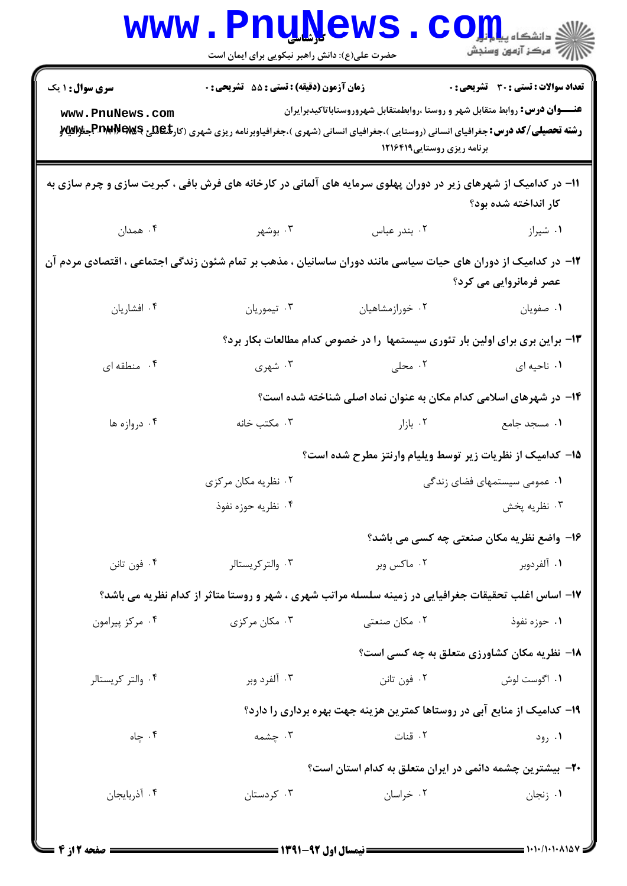**سری سوال:** ۱ یک | **زمان آزمون (دقیقه) : تستی :** ۵۵ **تشریحی :** ۰ | **تعداد سوالات : تستی :** ۳۰ **تشریحی :** ۰

**عنـــوان درس:** روابط متقابل شهر و روستا ،روابطمتقابل شهروروستاباتاکیدبرایران

**رشته تحصیلی/کد درس:** جغرافیای انسانی (روستایی )،جغرافیای انسانی (شهری )،جغرافیاوبرنامه ریزی شهری (کارشناسی )، جغرافیا و برنامه ریزی روستایی۱۲۱۶۴۱۹

۱۱- در کدامیک از شهرهای زیر در دوران پهلوی سرمایه های آلمانی در کارخانه های فرش بافی ، کبریت سازی و چرم سازی به کار انداخته شده بود؟

۱. شیراز
۲. بندر عباس
۳. بوشهر
۴. همدان

۱۲- در کدامیک از دوران های حیات سیاسی مانند دوران ساسانیان ، مذهب بر تمام شئون زندگی اجتماعی ، اقتصادی مردم آن عصر فرمانروایی می کرد؟

۱. صفویان
۲. خورازمشاهیان
۳. تیموریان
۴. افشاریان

۱۳- براین بری برای اولین بار تئوری سیستمها را در خصوص کدام مطالعات بکار برد؟

۱. ناحیه ای
۲. محلی
۳. شهری
۴. منطقه ای

۱۴- در شهرهای اسلامی کدام مکان به عنوان نماد اصلی شناخته شده است؟

۱. مسجد جامع
۲. بازار
۳. مکتب خانه
۴. دروازه ها

۱۵- کدامیک از نظریات زیر توسط ویلیام وارنتز مطرح شده است؟

۱. عمومی سیستمهای فضای زندگی
۲. نظریه مکان مرکزی
۳. نظریه پخش
۴. نظریه حوزه نفوذ

۱۶- واضع نظریه مکان صنعتی چه کسی می باشد؟

۱. آلفردوبر
۲. ماکس وبر
۳. والترکریستالر
۴. فون تانن

۱۷- اساس اغلب تحقیقات جغرافیایی در زمینه سلسله مراتب شهری ، شهر و روستا متاثر از کدام نظریه می باشد؟

۱. حوزه نفوذ
۲. مکان صنعتی
۳. مکان مرکزی
۴. مرکز پیرامون

۱۸- نظریه مکان کشاورزی متعلق به چه کسی است؟

۱. اگوست لوش
۲. فون تانن
۳. آلفرد وبر
۴. والتر کریستالر

۱۹- کدامیک از منابع آبی در روستاها کمترین هزینه جهت بهره برداری را دارد؟

۱. رود
۲. قنات
۳. چشمه
۴. چاه

۲۰- بیشترین چشمه دائمی در ایران متعلق به کدام استان است؟

۱. زنجان
۲. خراسان
۳. کردستان
۴. آذربایجان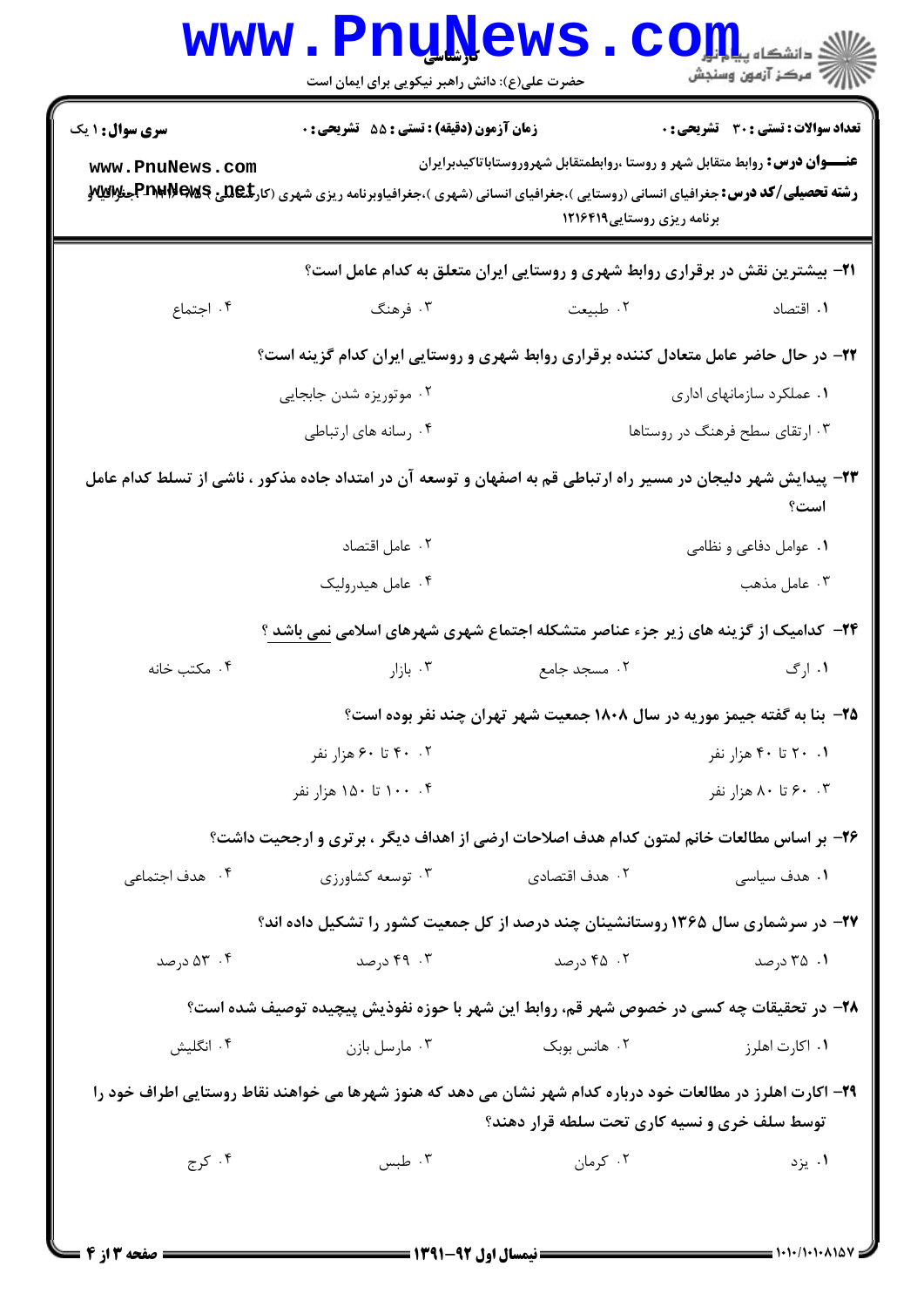**سری سوال:** ۱ یک | **زمان آزمون (دقیقه):** تستی: ۵۵ تشریحی: ۰ | **تعداد سوالات:** تستی: ۳۰ تشریحی: ۰

**عنـــوان درس:** روابط متقابل شهر و روستا ،روابطمتقابل شهروروستاباتاکیدبرایران

**رشته تحصیلی/کد درس:** جغرافیای انسانی (روستایی )،جغرافیای انسانی (شهری )،جغرافیاوبرنامه ریزی شهری (کارشناسی )۱۲۱۶۲۴۱ - ،جغرافیا و برنامه ریزی روستایی۱۲۱۶۴۱۹

۲۱- بیشترین نقش در برقراری روابط شهری و روستایی ایران متعلق به کدام عامل است؟

۱. اقتصاد
۲. طبیعت
۳. فرهنگ
۴. اجتماع

۲۲- در حال حاضر عامل متعادل کننده برقراری روابط شهری و روستایی ایران کدام گزینه است؟

۱. عملکرد سازمانهای اداری
۲. موتوریزه شدن جابجایی
۳. ارتقای سطح فرهنگ در روستاها
۴. رسانه های ارتباطی

۲۳- پیدایش شهر دلیجان در مسیر راه ارتباطی قم به اصفهان و توسعه آن در امتداد جاده مذکور ، ناشی از تسلط کدام عامل است؟

۱. عوامل دفاعی و نظامی
۲. عامل اقتصاد
۳. عامل مذهب
۴. عامل هیدرولیک

۲۴- کدامیک از گزینه های زیر جزء عناصر متشکله اجتماع شهری شهرهای اسلامی نمی باشد ؟

۱. ارگ
۲. مسجد جامع
۳. بازار
۴. مکتب خانه

۲۵- بنا به گفته جیمز موریه در سال ۱۸۰۸ جمعیت شهر تهران چند نفر بوده است؟

۱. ۲۰ تا ۴۰ هزار نفر
۲. ۴۰ تا ۶۰ هزار نفر
۳. ۶۰ تا ۸۰ هزار نفر
۴. ۱۰۰ تا ۱۵۰ هزار نفر

۲۶- بر اساس مطالعات خانم لمتون کدام هدف اصلاحات ارضی از اهداف دیگر ، برتری و ارجحیت داشت؟

۱. هدف سیاسی
۲. هدف اقتصادی
۳. توسعه کشاورزی
۴. هدف اجتماعی

۲۷- در سرشماری سال ۱۳۶۵ روستانشینان چند درصد از کل جمعیت کشور را تشکیل داده اند؟

۱. ۳۵ درصد
۲. ۴۵ درصد
۳. ۴۹ درصد
۴. ۵۳ درصد

۲۸- در تحقیقات چه کسی در خصوص شهر قم، روابط این شهر با حوزه نفوذیش پیچیده توصیف شده است؟

۱. اکارت اهلرز
۲. هانس بوبک
۳. مارسل بازن
۴. انگلیش

۲۹- اکارت اهلرز در مطالعات خود درباره کدام شهر نشان می دهد که هنوز شهرها می خواهند نقاط روستایی اطراف خود را توسط سلف خری و نسیه کاری تحت سلطه قرار دهند؟

۱. یزد
۲. کرمان
۳. طبس
۴. کرج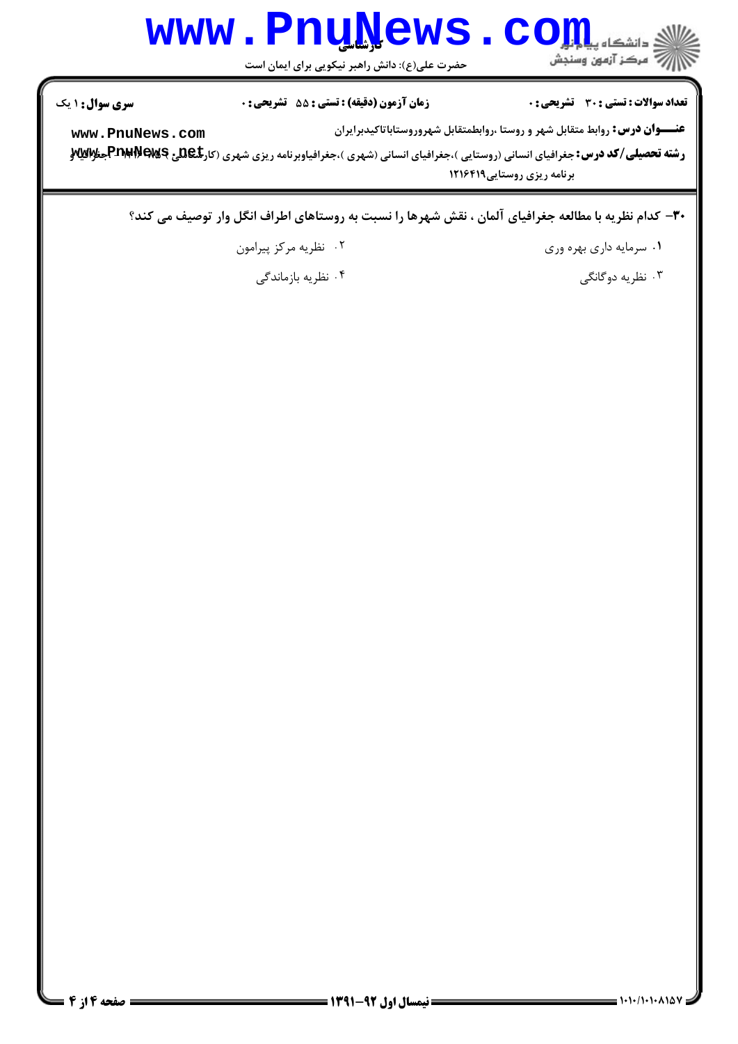۳۰- کدام نظریه با مطالعه جغرافیای آلمان ، نقش شهرها را نسبت به روستاهای اطراف انگل وار توصیف می کند؟

۱. سرمایه داری بهره وری

۲. نظریه مرکز پیرامون

۳. نظریه دوگانگی

۴. نظریه بازماندگی